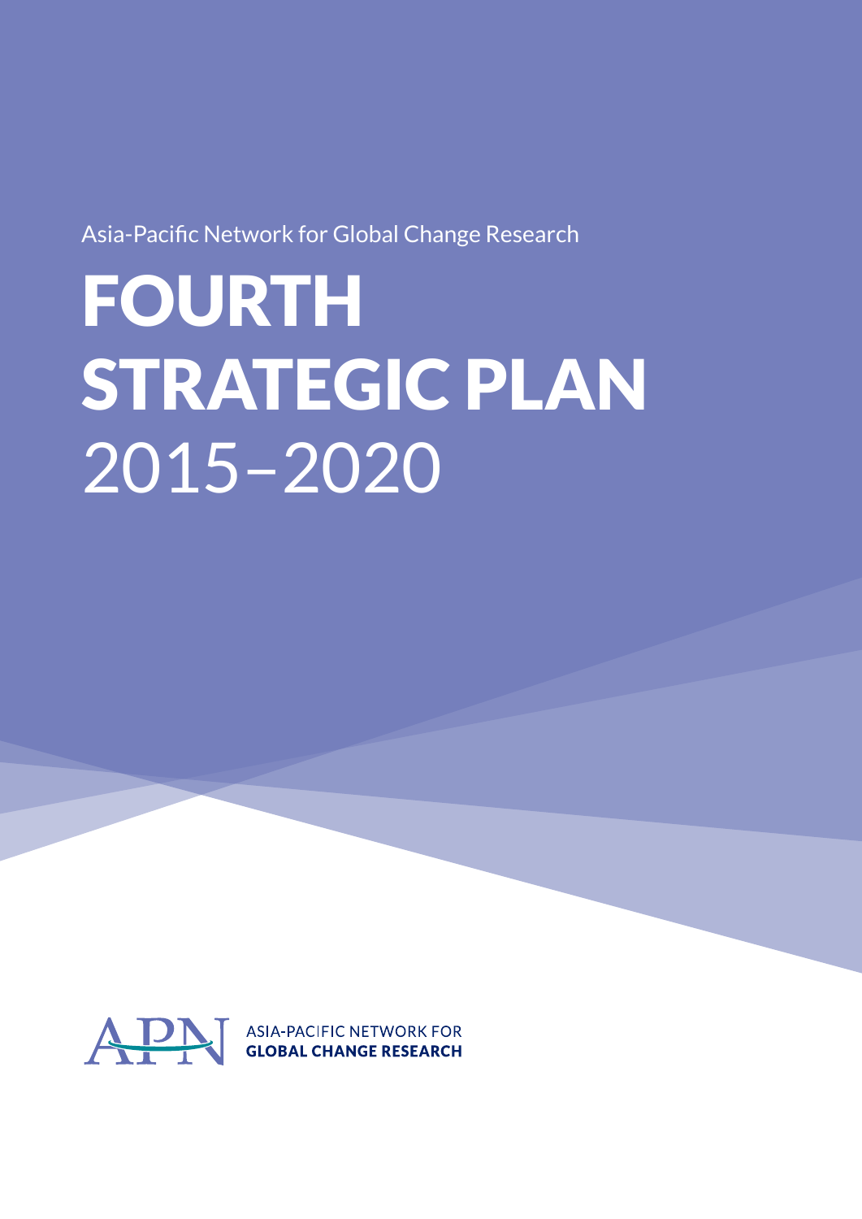Asia-Pacific Network for Global Change Research

# FOURTH STRATEGIC PLAN 2015–2020

ASIA-PACIFIC NETWORK FOR
**GLOBAL CHANGE RESEARCH**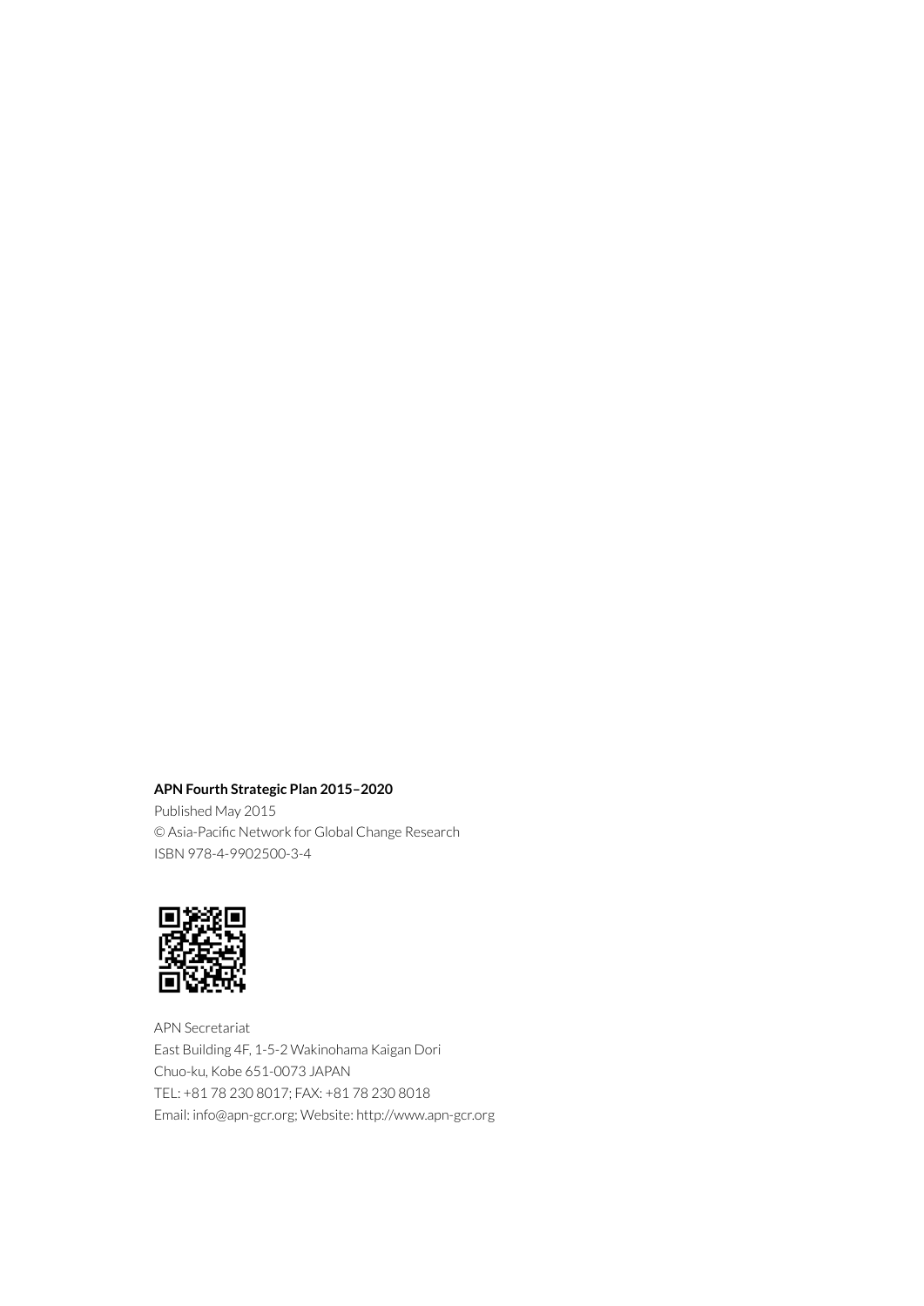**APN Fourth Strategic Plan 2015–2020**

Published May 2015

© Asia-Pacific Network for Global Change Research

ISBN 978-4-9902500-3-4

APN Secretariat

East Building 4F, 1-5-2 Wakinohama Kaigan Dori

Chuo-ku, Kobe 651-0073 JAPAN

TEL: +81 78 230 8017; FAX: +81 78 230 8018

Email: info@apn-gcr.org; Website: http://www.apn-gcr.org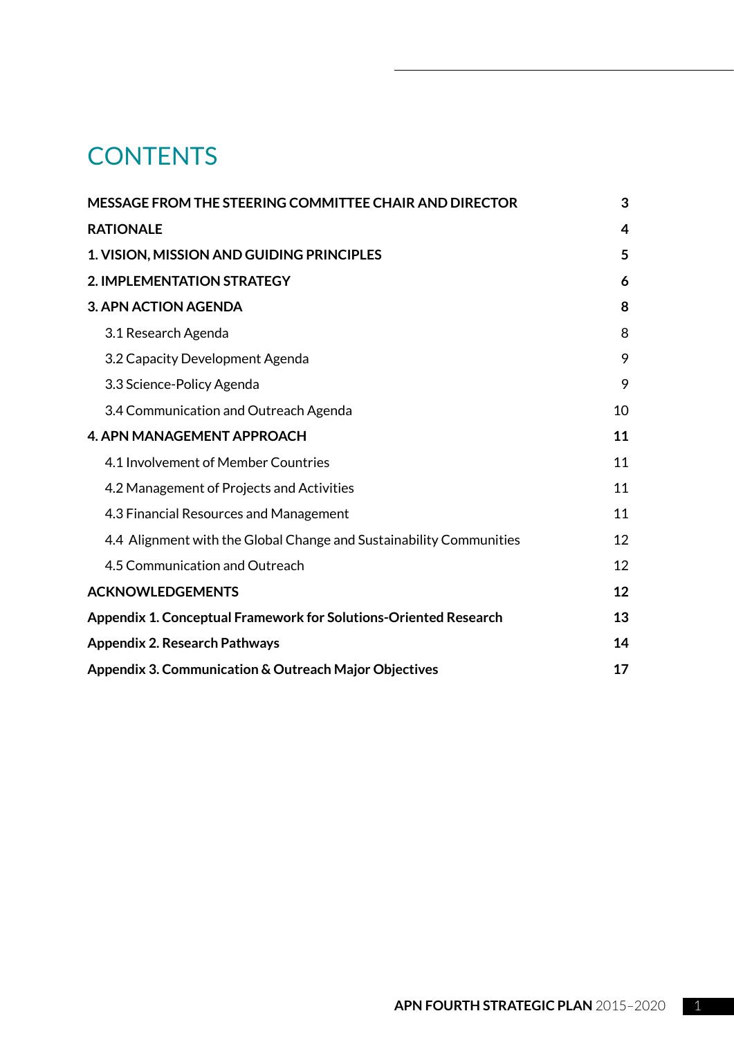# CONTENTS

| | |
|---|---|
| **MESSAGE FROM THE STEERING COMMITTEE CHAIR AND DIRECTOR** | **3** |
| **RATIONALE** | **4** |
| **1. VISION, MISSION AND GUIDING PRINCIPLES** | **5** |
| **2. IMPLEMENTATION STRATEGY** | **6** |
| **3. APN ACTION AGENDA** | **8** |
| 3.1 Research Agenda | 8 |
| 3.2 Capacity Development Agenda | 9 |
| 3.3 Science-Policy Agenda | 9 |
| 3.4 Communication and Outreach Agenda | 10 |
| **4. APN MANAGEMENT APPROACH** | **11** |
| 4.1 Involvement of Member Countries | 11 |
| 4.2 Management of Projects and Activities | 11 |
| 4.3 Financial Resources and Management | 11 |
| 4.4 Alignment with the Global Change and Sustainability Communities | 12 |
| 4.5 Communication and Outreach | 12 |
| **ACKNOWLEDGEMENTS** | **12** |
| **Appendix 1. Conceptual Framework for Solutions-Oriented Research** | **13** |
| **Appendix 2. Research Pathways** | **14** |
| **Appendix 3. Communication & Outreach Major Objectives** | **17** |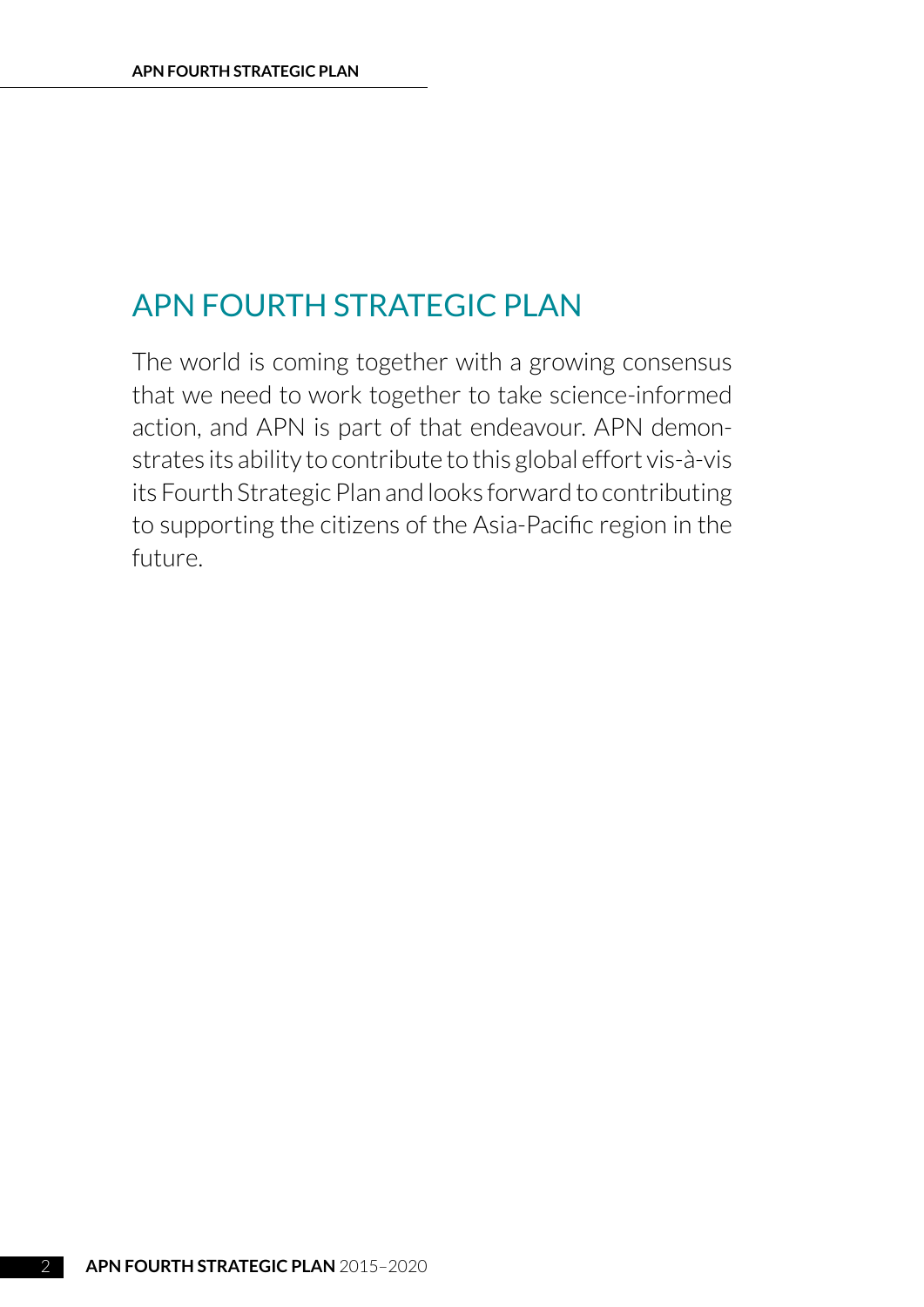## APN FOURTH STRATEGIC PLAN

The world is coming together with a growing consensus that we need to work together to take science-informed action, and APN is part of that endeavour. APN demonstrates its ability to contribute to this global effort vis-à-vis its Fourth Strategic Plan and looks forward to contributing to supporting the citizens of the Asia-Pacific region in the future.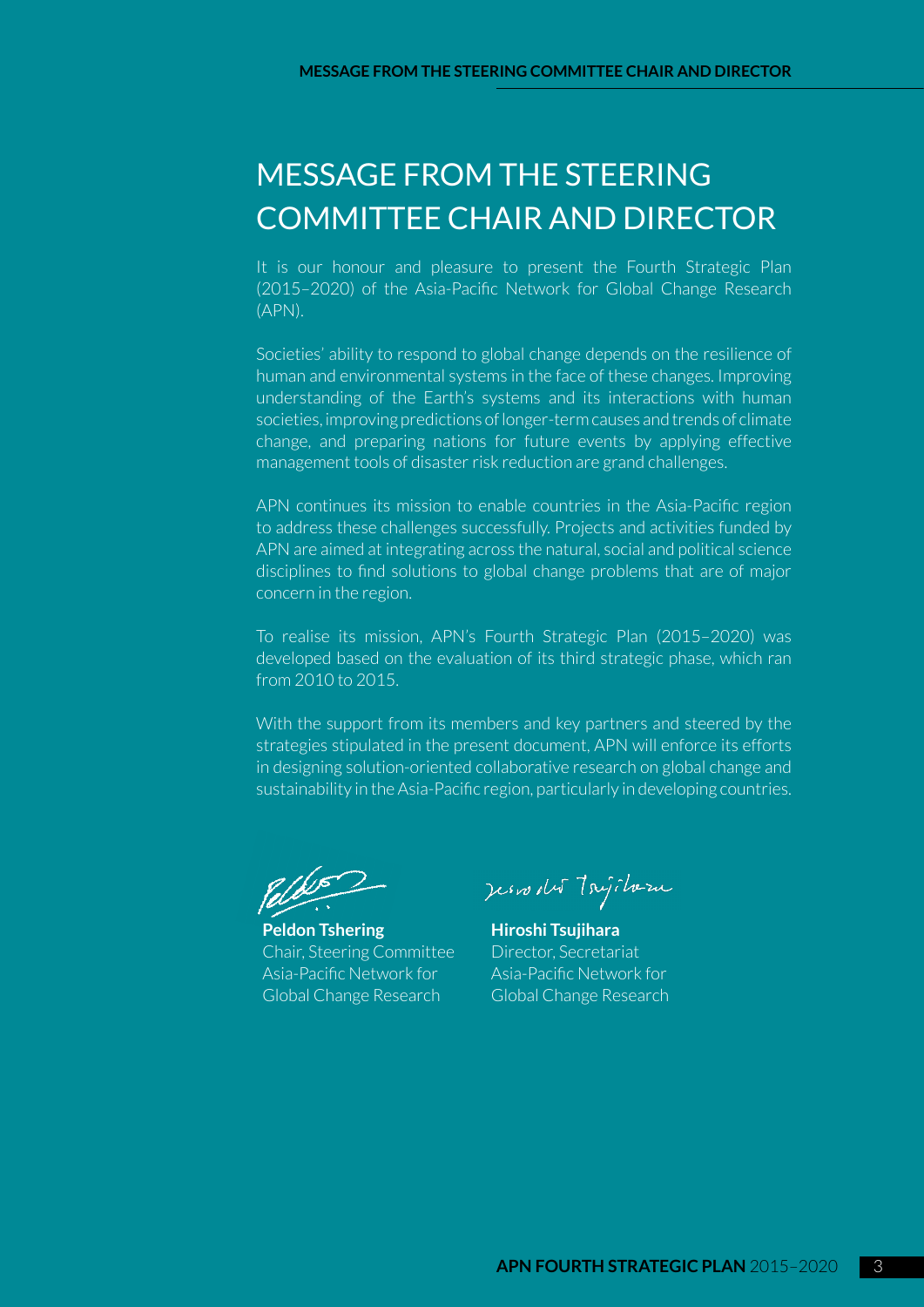# MESSAGE FROM THE STEERING COMMITTEE CHAIR AND DIRECTOR

It is our honour and pleasure to present the Fourth Strategic Plan (2015–2020) of the Asia-Pacific Network for Global Change Research (APN).

Societies' ability to respond to global change depends on the resilience of human and environmental systems in the face of these changes. Improving understanding of the Earth's systems and its interactions with human societies, improving predictions of longer-term causes and trends of climate change, and preparing nations for future events by applying effective management tools of disaster risk reduction are grand challenges.

APN continues its mission to enable countries in the Asia-Pacific region to address these challenges successfully. Projects and activities funded by APN are aimed at integrating across the natural, social and political science disciplines to find solutions to global change problems that are of major concern in the region.

To realise its mission, APN's Fourth Strategic Plan (2015–2020) was developed based on the evaluation of its third strategic phase, which ran from 2010 to 2015.

With the support from its members and key partners and steered by the strategies stipulated in the present document, APN will enforce its efforts in designing solution-oriented collaborative research on global change and sustainability in the Asia-Pacific region, particularly in developing countries.

**Peldon Tshering**
Chair, Steering Committee
Asia-Pacific Network for Global Change Research

**Hiroshi Tsujihara**
Director, Secretariat
Asia-Pacific Network for Global Change Research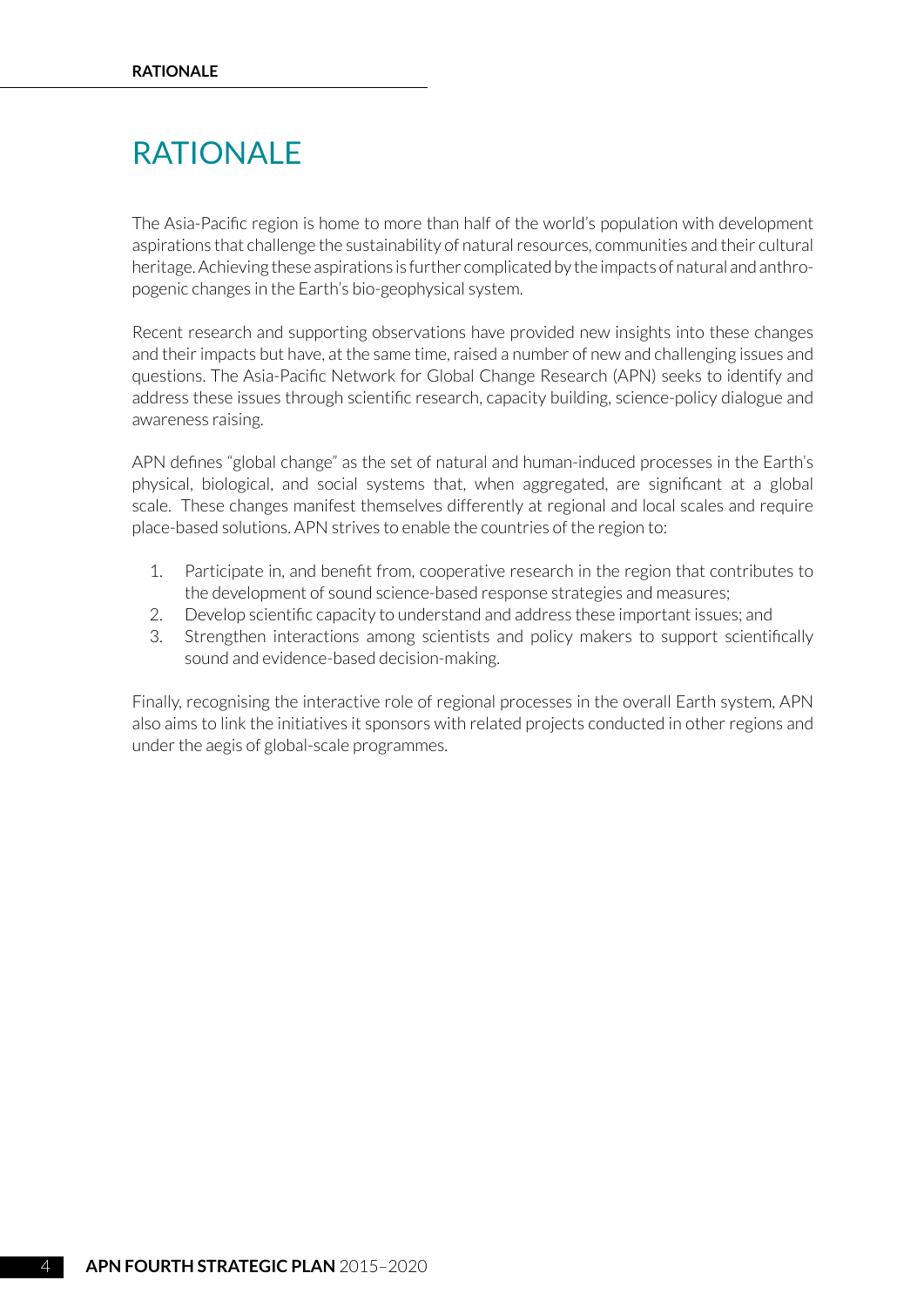# RATIONALE

The Asia-Pacific region is home to more than half of the world's population with development aspirations that challenge the sustainability of natural resources, communities and their cultural heritage. Achieving these aspirations is further complicated by the impacts of natural and anthropogenic changes in the Earth's bio-geophysical system.

Recent research and supporting observations have provided new insights into these changes and their impacts but have, at the same time, raised a number of new and challenging issues and questions. The Asia-Pacific Network for Global Change Research (APN) seeks to identify and address these issues through scientific research, capacity building, science-policy dialogue and awareness raising.

APN defines "global change" as the set of natural and human-induced processes in the Earth's physical, biological, and social systems that, when aggregated, are significant at a global scale. These changes manifest themselves differently at regional and local scales and require place-based solutions. APN strives to enable the countries of the region to:

1. Participate in, and benefit from, cooperative research in the region that contributes to the development of sound science-based response strategies and measures;
2. Develop scientific capacity to understand and address these important issues; and
3. Strengthen interactions among scientists and policy makers to support scientifically sound and evidence-based decision-making.

Finally, recognising the interactive role of regional processes in the overall Earth system, APN also aims to link the initiatives it sponsors with related projects conducted in other regions and under the aegis of global-scale programmes.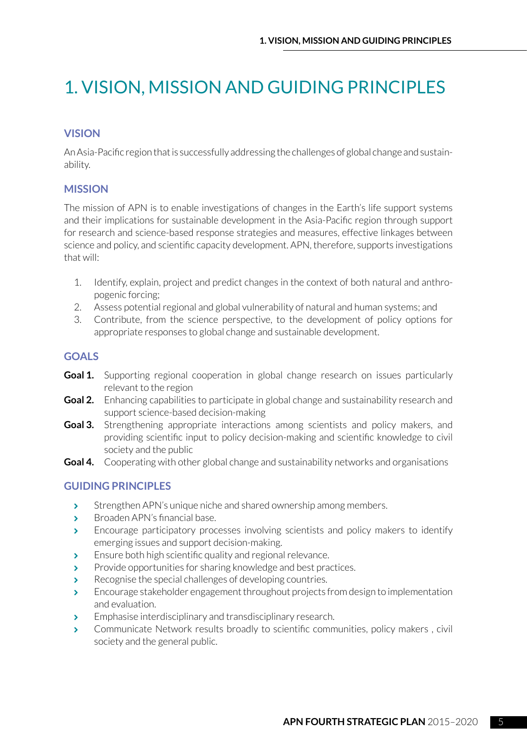# 1. VISION, MISSION AND GUIDING PRINCIPLES

## VISION

An Asia-Pacific region that is successfully addressing the challenges of global change and sustainability.

## MISSION

The mission of APN is to enable investigations of changes in the Earth's life support systems and their implications for sustainable development in the Asia-Pacific region through support for research and science-based response strategies and measures, effective linkages between science and policy, and scientific capacity development. APN, therefore, supports investigations that will:

1. Identify, explain, project and predict changes in the context of both natural and anthropogenic forcing;
2. Assess potential regional and global vulnerability of natural and human systems; and
3. Contribute, from the science perspective, to the development of policy options for appropriate responses to global change and sustainable development.

## GOALS

**Goal 1.** Supporting regional cooperation in global change research on issues particularly relevant to the region

**Goal 2.** Enhancing capabilities to participate in global change and sustainability research and support science-based decision-making

**Goal 3.** Strengthening appropriate interactions among scientists and policy makers, and providing scientific input to policy decision-making and scientific knowledge to civil society and the public

**Goal 4.** Cooperating with other global change and sustainability networks and organisations

## GUIDING PRINCIPLES

- Strengthen APN's unique niche and shared ownership among members.
- Broaden APN's financial base.
- Encourage participatory processes involving scientists and policy makers to identify emerging issues and support decision-making.
- Ensure both high scientific quality and regional relevance.
- Provide opportunities for sharing knowledge and best practices.
- Recognise the special challenges of developing countries.
- Encourage stakeholder engagement throughout projects from design to implementation and evaluation.
- Emphasise interdisciplinary and transdisciplinary research.
- Communicate Network results broadly to scientific communities, policy makers , civil society and the general public.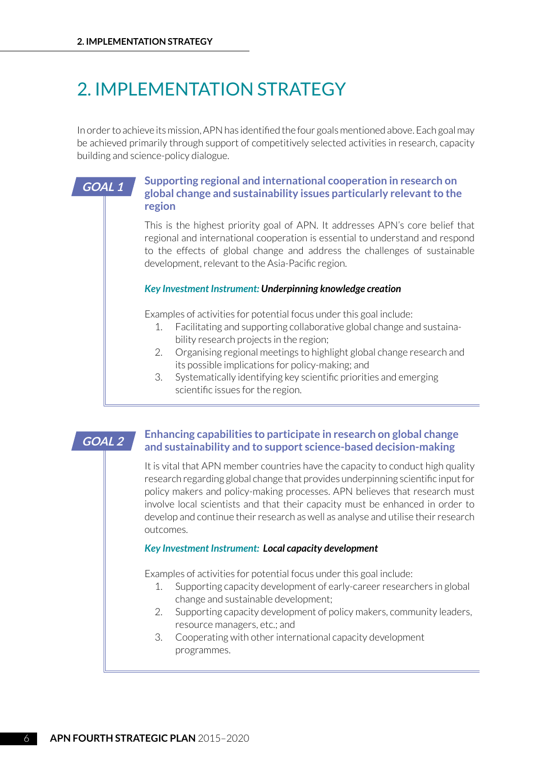# 2. IMPLEMENTATION STRATEGY

In order to achieve its mission, APN has identified the four goals mentioned above. Each goal may be achieved primarily through support of competitively selected activities in research, capacity building and science-policy dialogue.

## GOAL 1

### Supporting regional and international cooperation in research on global change and sustainability issues particularly relevant to the region

This is the highest priority goal of APN. It addresses APN's core belief that regional and international cooperation is essential to understand and respond to the effects of global change and address the challenges of sustainable development, relevant to the Asia-Pacific region.

*Key Investment Instrument:* ***Underpinning knowledge creation***

Examples of activities for potential focus under this goal include:

1. Facilitating and supporting collaborative global change and sustainability research projects in the region;
2. Organising regional meetings to highlight global change research and its possible implications for policy-making; and
3. Systematically identifying key scientific priorities and emerging scientific issues for the region.

## GOAL 2

### Enhancing capabilities to participate in research on global change and sustainability and to support science-based decision-making

It is vital that APN member countries have the capacity to conduct high quality research regarding global change that provides underpinning scientific input for policy makers and policy-making processes. APN believes that research must involve local scientists and that their capacity must be enhanced in order to develop and continue their research as well as analyse and utilise their research outcomes.

*Key Investment Instrument:* ***Local capacity development***

Examples of activities for potential focus under this goal include:

1. Supporting capacity development of early-career researchers in global change and sustainable development;
2. Supporting capacity development of policy makers, community leaders, resource managers, etc.; and
3. Cooperating with other international capacity development programmes.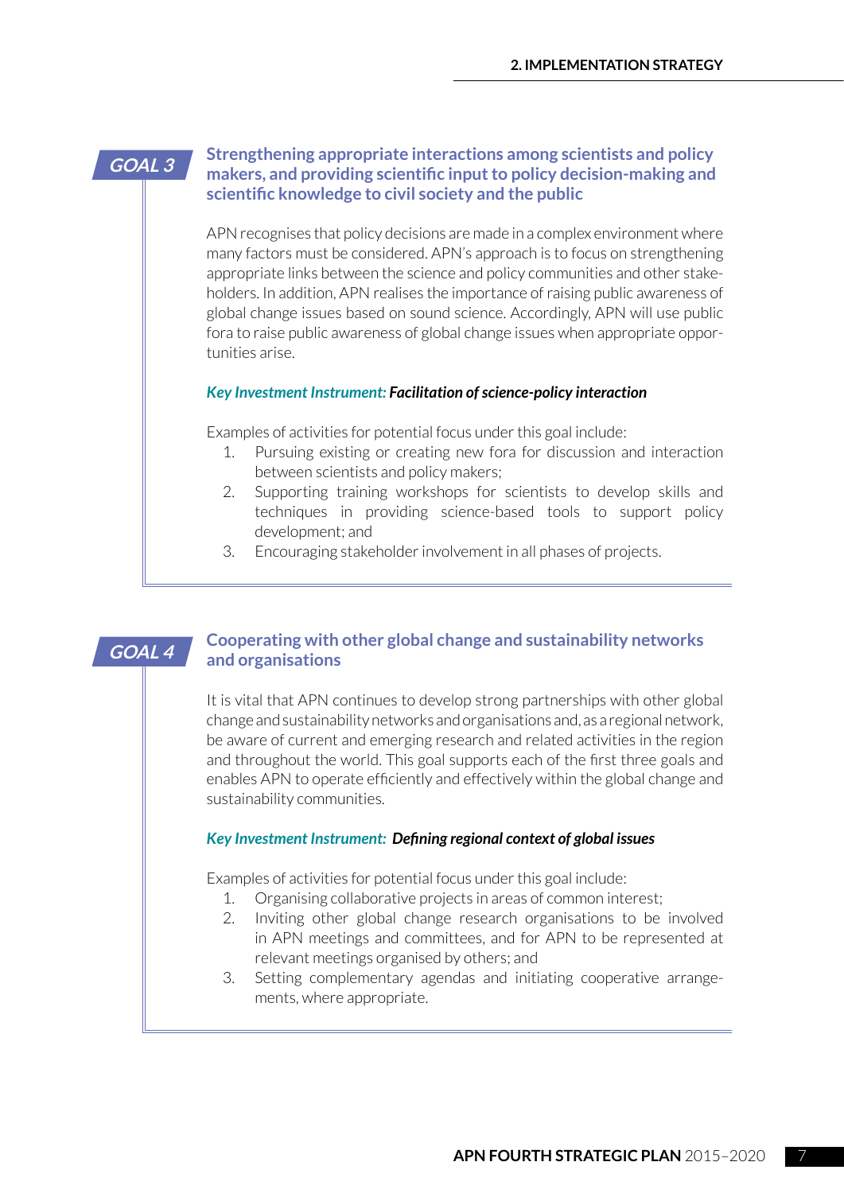## GOAL 3 Strengthening appropriate interactions among scientists and policy makers, and providing scientific input to policy decision-making and scientific knowledge to civil society and the public

APN recognises that policy decisions are made in a complex environment where many factors must be considered. APN's approach is to focus on strengthening appropriate links between the science and policy communities and other stakeholders. In addition, APN realises the importance of raising public awareness of global change issues based on sound science. Accordingly, APN will use public fora to raise public awareness of global change issues when appropriate opportunities arise.

*Key Investment Instrument:* ***Facilitation of science-policy interaction***

Examples of activities for potential focus under this goal include:

1. Pursuing existing or creating new fora for discussion and interaction between scientists and policy makers;
2. Supporting training workshops for scientists to develop skills and techniques in providing science-based tools to support policy development; and
3. Encouraging stakeholder involvement in all phases of projects.

## GOAL 4 Cooperating with other global change and sustainability networks and organisations

It is vital that APN continues to develop strong partnerships with other global change and sustainability networks and organisations and, as a regional network, be aware of current and emerging research and related activities in the region and throughout the world. This goal supports each of the first three goals and enables APN to operate efficiently and effectively within the global change and sustainability communities.

*Key Investment Instrument:* ***Defining regional context of global issues***

Examples of activities for potential focus under this goal include:

1. Organising collaborative projects in areas of common interest;
2. Inviting other global change research organisations to be involved in APN meetings and committees, and for APN to be represented at relevant meetings organised by others; and
3. Setting complementary agendas and initiating cooperative arrangements, where appropriate.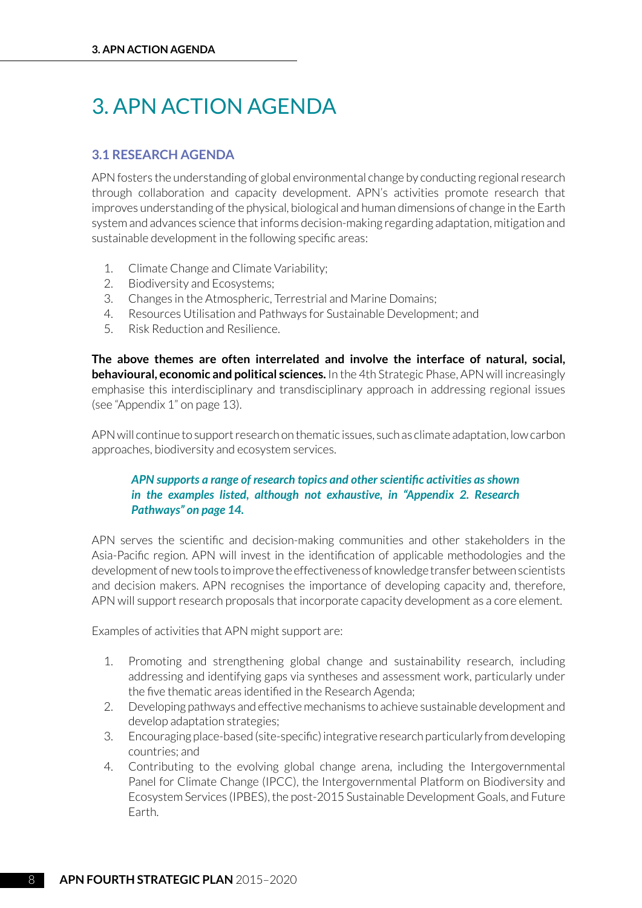# 3. APN ACTION AGENDA

## 3.1 RESEARCH AGENDA

APN fosters the understanding of global environmental change by conducting regional research through collaboration and capacity development. APN's activities promote research that improves understanding of the physical, biological and human dimensions of change in the Earth system and advances science that informs decision-making regarding adaptation, mitigation and sustainable development in the following specific areas:

1. Climate Change and Climate Variability;
2. Biodiversity and Ecosystems;
3. Changes in the Atmospheric, Terrestrial and Marine Domains;
4. Resources Utilisation and Pathways for Sustainable Development; and
5. Risk Reduction and Resilience.

**The above themes are often interrelated and involve the interface of natural, social, behavioural, economic and political sciences.** In the 4th Strategic Phase, APN will increasingly emphasise this interdisciplinary and transdisciplinary approach in addressing regional issues (see "Appendix 1" on page 13).

APN will continue to support research on thematic issues, such as climate adaptation, low carbon approaches, biodiversity and ecosystem services.

> ***APN supports a range of research topics and other scientific activities as shown in the examples listed, although not exhaustive, in "Appendix 2. Research Pathways" on page 14.***

APN serves the scientific and decision-making communities and other stakeholders in the Asia-Pacific region. APN will invest in the identification of applicable methodologies and the development of new tools to improve the effectiveness of knowledge transfer between scientists and decision makers. APN recognises the importance of developing capacity and, therefore, APN will support research proposals that incorporate capacity development as a core element.

Examples of activities that APN might support are:

1. Promoting and strengthening global change and sustainability research, including addressing and identifying gaps via syntheses and assessment work, particularly under the five thematic areas identified in the Research Agenda;
2. Developing pathways and effective mechanisms to achieve sustainable development and develop adaptation strategies;
3. Encouraging place-based (site-specific) integrative research particularly from developing countries; and
4. Contributing to the evolving global change arena, including the Intergovernmental Panel for Climate Change (IPCC), the Intergovernmental Platform on Biodiversity and Ecosystem Services (IPBES), the post-2015 Sustainable Development Goals, and Future Earth.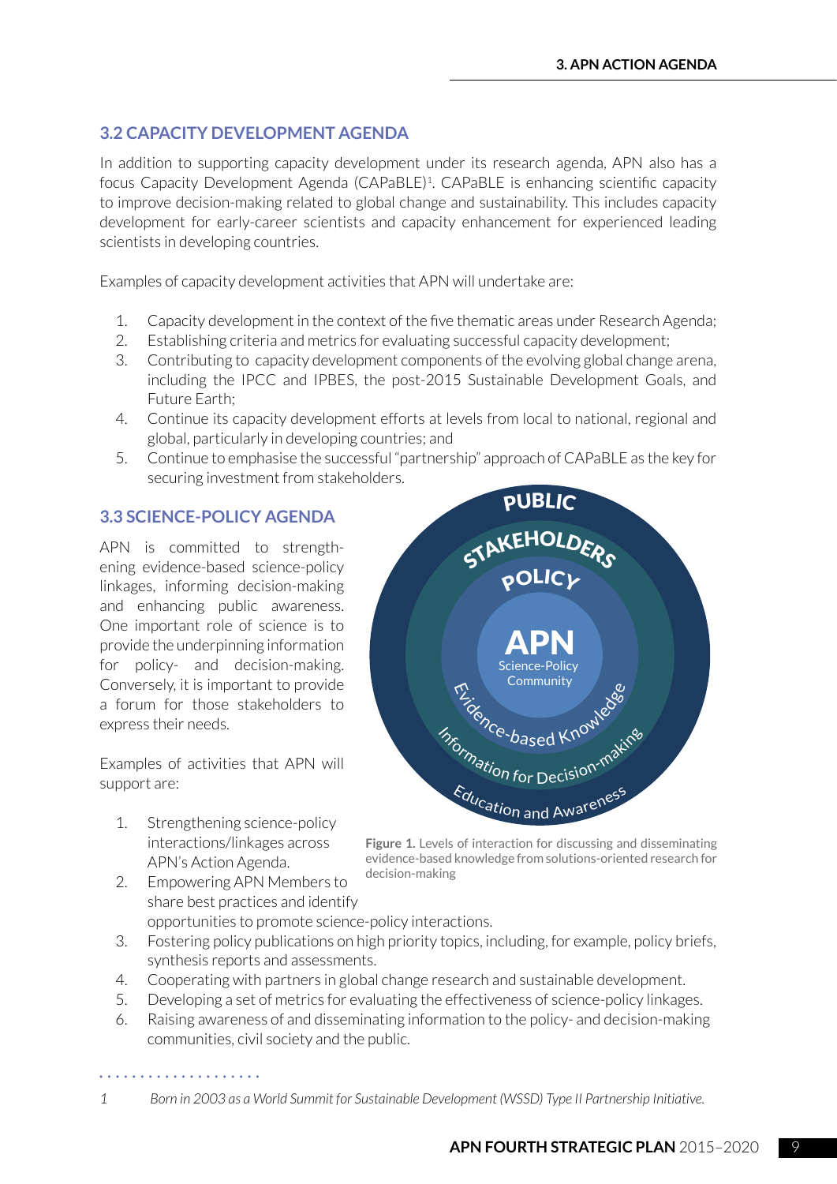## 3.2 CAPACITY DEVELOPMENT AGENDA

In addition to supporting capacity development under its research agenda, APN also has a focus Capacity Development Agenda (CAPaBLE)[1]. CAPaBLE is enhancing scientific capacity to improve decision-making related to global change and sustainability. This includes capacity development for early-career scientists and capacity enhancement for experienced leading scientists in developing countries.

Examples of capacity development activities that APN will undertake are:

1. Capacity development in the context of the five thematic areas under Research Agenda;
2. Establishing criteria and metrics for evaluating successful capacity development;
3. Contributing to capacity development components of the evolving global change arena, including the IPCC and IPBES, the post-2015 Sustainable Development Goals, and Future Earth;
4. Continue its capacity development efforts at levels from local to national, regional and global, particularly in developing countries; and
5. Continue to emphasise the successful "partnership" approach of CAPaBLE as the key for securing investment from stakeholders.

## 3.3 SCIENCE-POLICY AGENDA

APN is committed to strengthening evidence-based science-policy linkages, informing decision-making and enhancing public awareness. One important role of science is to provide the underpinning information for policy- and decision-making. Conversely, it is important to provide a forum for those stakeholders to express their needs.

Examples of activities that APN will support are:

1. Strengthening science-policy interactions/linkages across APN's Action Agenda.
2. Empowering APN Members to share best practices and identify opportunities to promote science-policy interactions.
3. Fostering policy publications on high priority topics, including, for example, policy briefs, synthesis reports and assessments.
4. Cooperating with partners in global change research and sustainable development.
5. Developing a set of metrics for evaluating the effectiveness of science-policy linkages.
6. Raising awareness of and disseminating information to the policy- and decision-making communities, civil society and the public.

PUBLIC
STAKEHOLDERS
POLICY
APN
Science-Policy Community
Evidence-based Knowledge
Information for Decision-making
Education and Awareness

**Figure 1.** Levels of interaction for discussing and disseminating evidence-based knowledge from solutions-oriented research for decision-making

1 *Born in 2003 as a World Summit for Sustainable Development (WSSD) Type II Partnership Initiative.*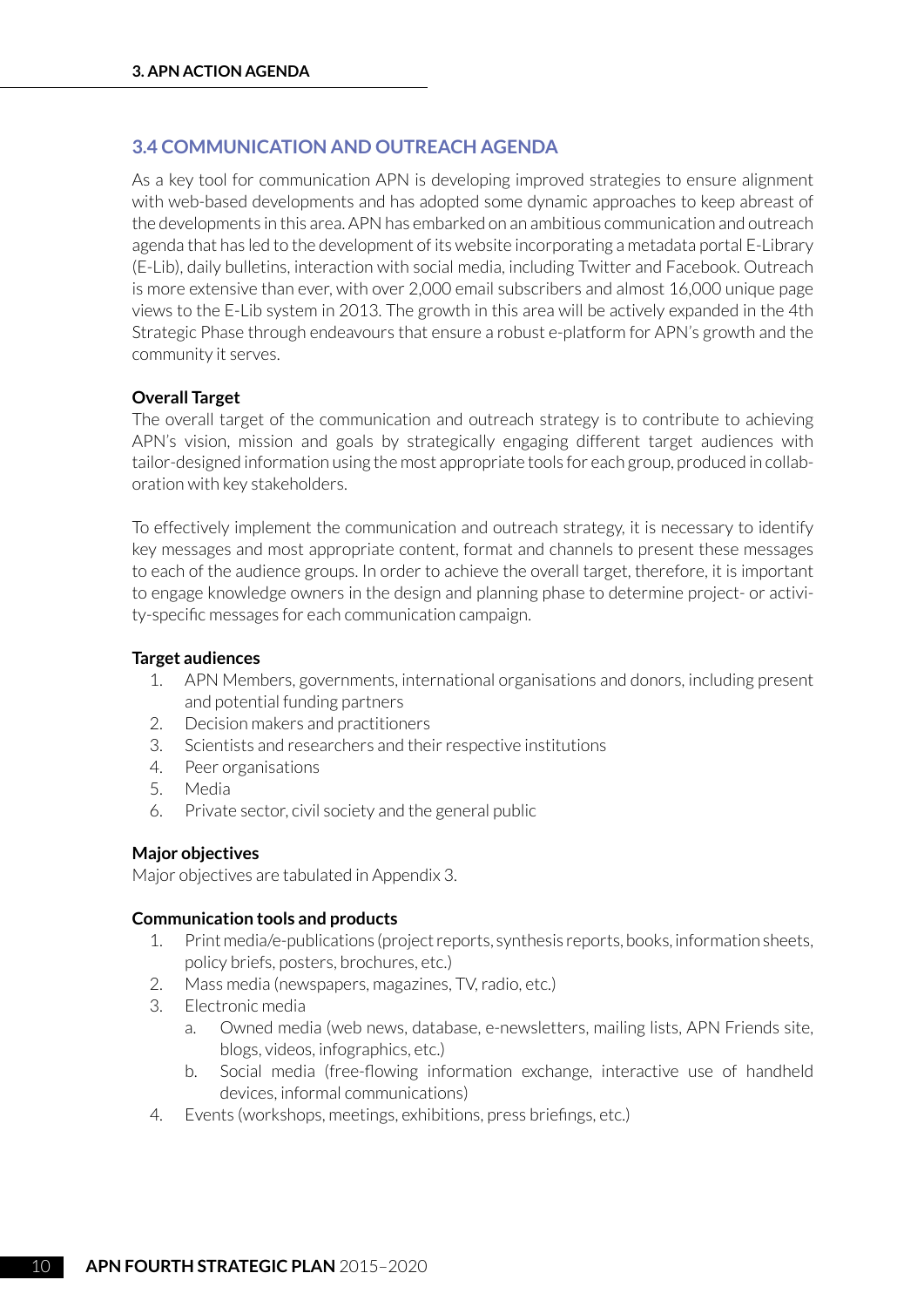## 3.4 COMMUNICATION AND OUTREACH AGENDA

As a key tool for communication APN is developing improved strategies to ensure alignment with web-based developments and has adopted some dynamic approaches to keep abreast of the developments in this area. APN has embarked on an ambitious communication and outreach agenda that has led to the development of its website incorporating a metadata portal E-Library (E-Lib), daily bulletins, interaction with social media, including Twitter and Facebook. Outreach is more extensive than ever, with over 2,000 email subscribers and almost 16,000 unique page views to the E-Lib system in 2013. The growth in this area will be actively expanded in the 4th Strategic Phase through endeavours that ensure a robust e-platform for APN's growth and the community it serves.

**Overall Target**

The overall target of the communication and outreach strategy is to contribute to achieving APN's vision, mission and goals by strategically engaging different target audiences with tailor-designed information using the most appropriate tools for each group, produced in collaboration with key stakeholders.

To effectively implement the communication and outreach strategy, it is necessary to identify key messages and most appropriate content, format and channels to present these messages to each of the audience groups. In order to achieve the overall target, therefore, it is important to engage knowledge owners in the design and planning phase to determine project- or activity-specific messages for each communication campaign.

**Target audiences**

1. APN Members, governments, international organisations and donors, including present and potential funding partners
2. Decision makers and practitioners
3. Scientists and researchers and their respective institutions
4. Peer organisations
5. Media
6. Private sector, civil society and the general public

**Major objectives**

Major objectives are tabulated in Appendix 3.

**Communication tools and products**

1. Print media/e-publications (project reports, synthesis reports, books, information sheets, policy briefs, posters, brochures, etc.)
2. Mass media (newspapers, magazines, TV, radio, etc.)
3. Electronic media
   a. Owned media (web news, database, e-newsletters, mailing lists, APN Friends site, blogs, videos, infographics, etc.)
   b. Social media (free-flowing information exchange, interactive use of handheld devices, informal communications)
4. Events (workshops, meetings, exhibitions, press briefings, etc.)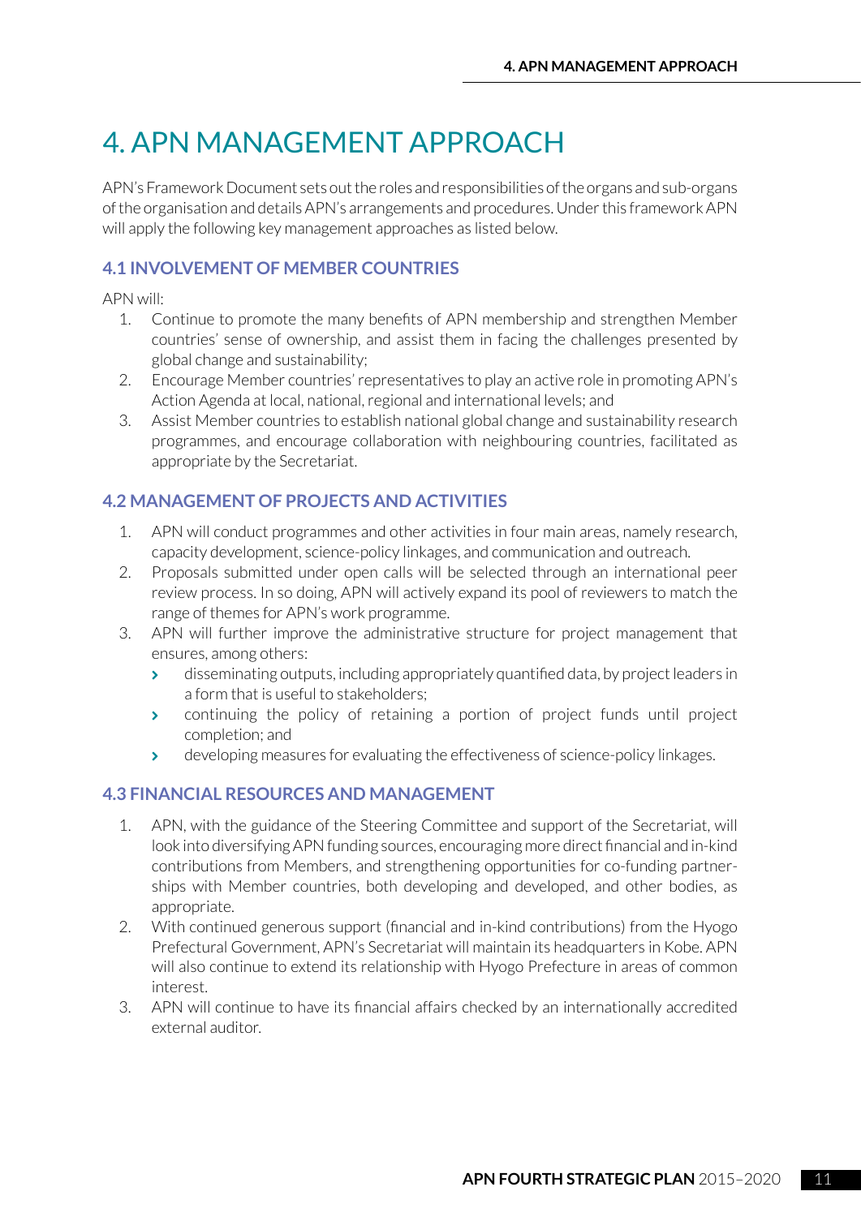# 4. APN MANAGEMENT APPROACH

APN's Framework Document sets out the roles and responsibilities of the organs and sub-organs of the organisation and details APN's arrangements and procedures. Under this framework APN will apply the following key management approaches as listed below.

## 4.1 INVOLVEMENT OF MEMBER COUNTRIES

APN will:

1. Continue to promote the many benefits of APN membership and strengthen Member countries' sense of ownership, and assist them in facing the challenges presented by global change and sustainability;
2. Encourage Member countries' representatives to play an active role in promoting APN's Action Agenda at local, national, regional and international levels; and
3. Assist Member countries to establish national global change and sustainability research programmes, and encourage collaboration with neighbouring countries, facilitated as appropriate by the Secretariat.

## 4.2 MANAGEMENT OF PROJECTS AND ACTIVITIES

1. APN will conduct programmes and other activities in four main areas, namely research, capacity development, science-policy linkages, and communication and outreach.
2. Proposals submitted under open calls will be selected through an international peer review process. In so doing, APN will actively expand its pool of reviewers to match the range of themes for APN's work programme.
3. APN will further improve the administrative structure for project management that ensures, among others:
   - disseminating outputs, including appropriately quantified data, by project leaders in a form that is useful to stakeholders;
   - continuing the policy of retaining a portion of project funds until project completion; and
   - developing measures for evaluating the effectiveness of science-policy linkages.

## 4.3 FINANCIAL RESOURCES AND MANAGEMENT

1. APN, with the guidance of the Steering Committee and support of the Secretariat, will look into diversifying APN funding sources, encouraging more direct financial and in-kind contributions from Members, and strengthening opportunities for co-funding partnerships with Member countries, both developing and developed, and other bodies, as appropriate.
2. With continued generous support (financial and in-kind contributions) from the Hyogo Prefectural Government, APN's Secretariat will maintain its headquarters in Kobe. APN will also continue to extend its relationship with Hyogo Prefecture in areas of common interest.
3. APN will continue to have its financial affairs checked by an internationally accredited external auditor.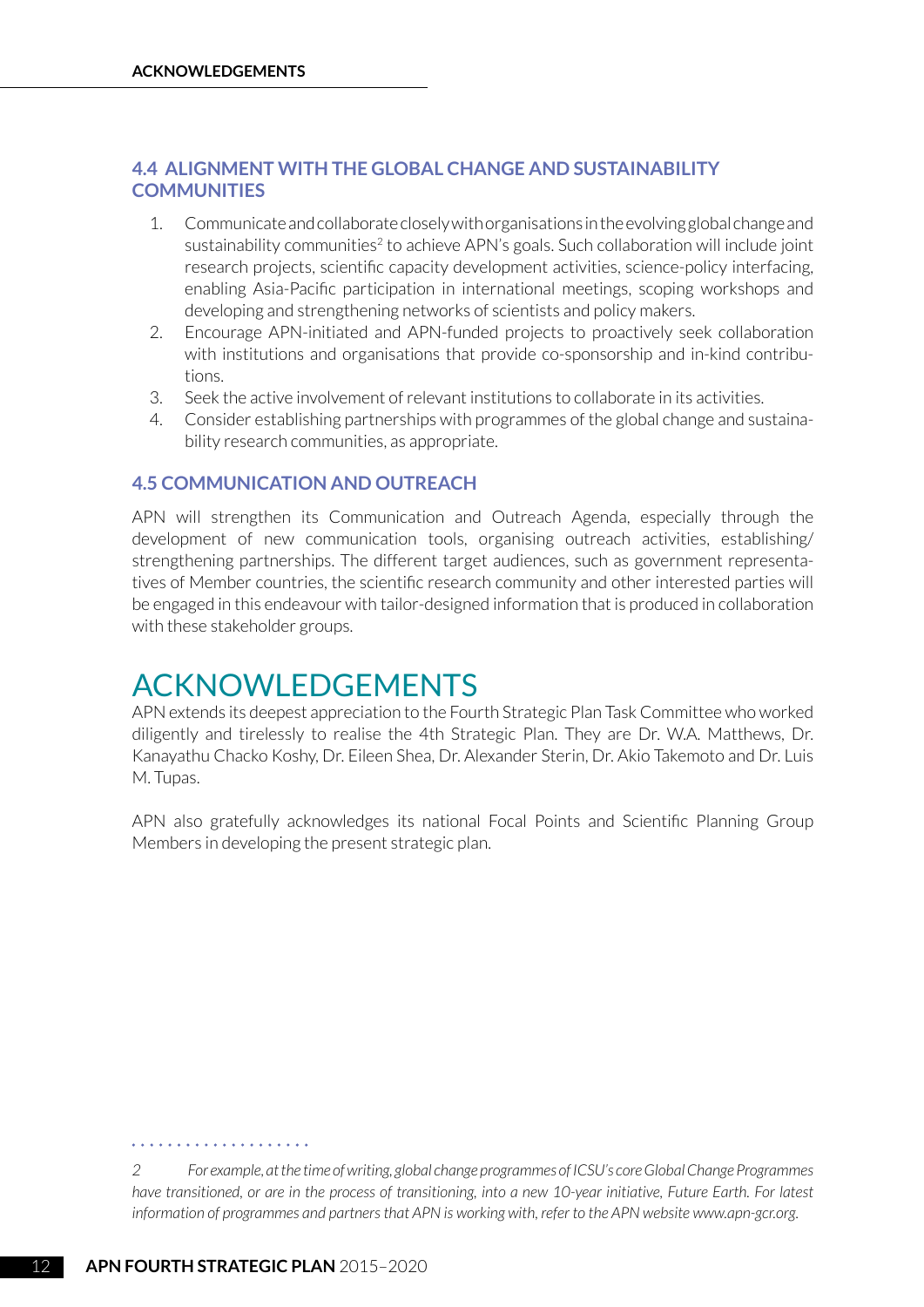### 4.4 ALIGNMENT WITH THE GLOBAL CHANGE AND SUSTAINABILITY COMMUNITIES

1. Communicate and collaborate closely with organisations in the evolving global change and sustainability communities[2] to achieve APN's goals. Such collaboration will include joint research projects, scientific capacity development activities, science-policy interfacing, enabling Asia-Pacific participation in international meetings, scoping workshops and developing and strengthening networks of scientists and policy makers.
2. Encourage APN-initiated and APN-funded projects to proactively seek collaboration with institutions and organisations that provide co-sponsorship and in-kind contributions.
3. Seek the active involvement of relevant institutions to collaborate in its activities.
4. Consider establishing partnerships with programmes of the global change and sustainability research communities, as appropriate.

### 4.5 COMMUNICATION AND OUTREACH

APN will strengthen its Communication and Outreach Agenda, especially through the development of new communication tools, organising outreach activities, establishing/strengthening partnerships. The different target audiences, such as government representatives of Member countries, the scientific research community and other interested parties will be engaged in this endeavour with tailor-designed information that is produced in collaboration with these stakeholder groups.

# ACKNOWLEDGEMENTS

APN extends its deepest appreciation to the Fourth Strategic Plan Task Committee who worked diligently and tirelessly to realise the 4th Strategic Plan. They are Dr. W.A. Matthews, Dr. Kanayathu Chacko Koshy, Dr. Eileen Shea, Dr. Alexander Sterin, Dr. Akio Takemoto and Dr. Luis M. Tupas.

APN also gratefully acknowledges its national Focal Points and Scientific Planning Group Members in developing the present strategic plan.

---

*2 For example, at the time of writing, global change programmes of ICSU's core Global Change Programmes have transitioned, or are in the process of transitioning, into a new 10-year initiative, Future Earth. For latest information of programmes and partners that APN is working with, refer to the APN website www.apn-gcr.org.*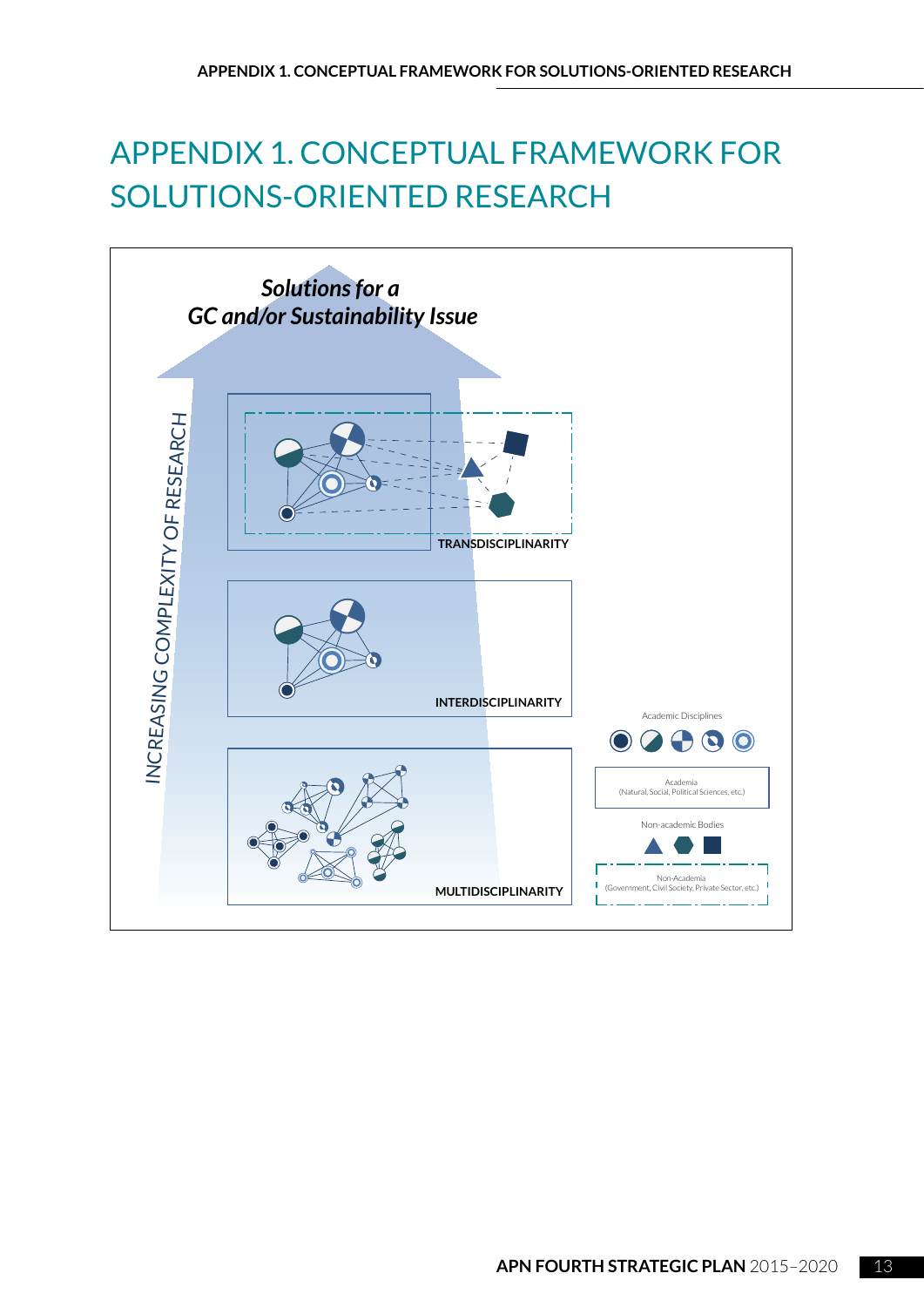# APPENDIX 1. CONCEPTUAL FRAMEWORK FOR SOLUTIONS-ORIENTED RESEARCH

*Solutions for a GC and/or Sustainability Issue*

INCREASING COMPLEXITY OF RESEARCH

TRANSDISCIPLINARITY

INTERDISCIPLINARITY

MULTIDISCIPLINARITY

Academic Disciplines

Academia (Natural, Social, Political Sciences, etc.)

Non-academic Bodies

Non-Academia (Government, Civil Society, Private Sector, etc.)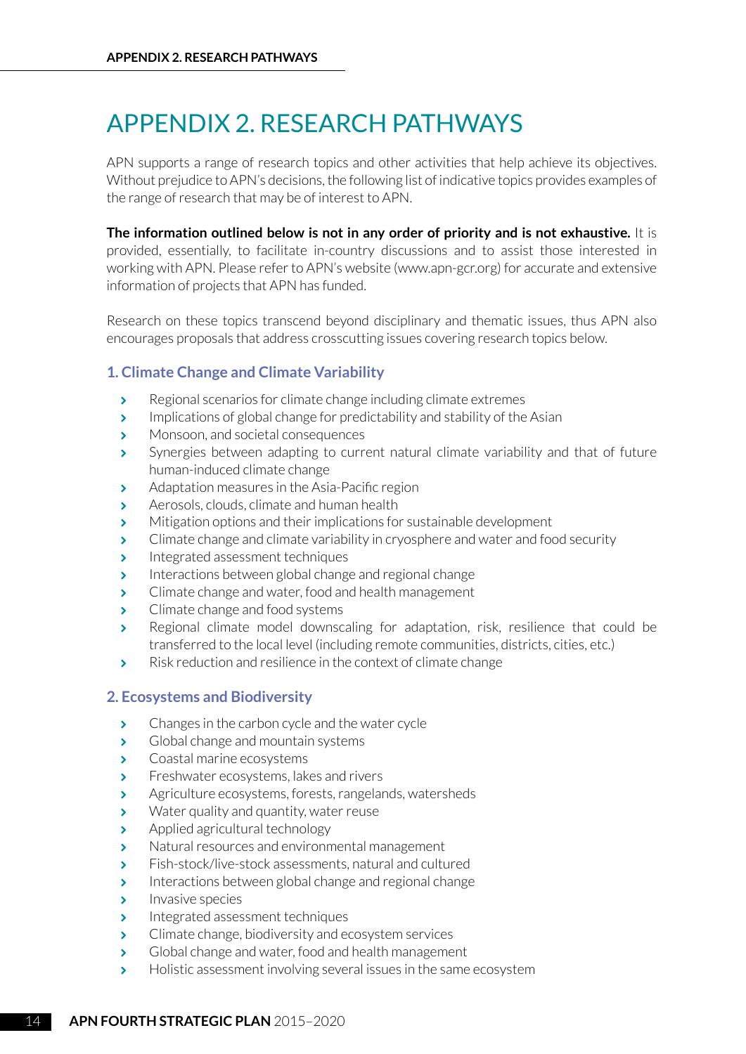# APPENDIX 2. RESEARCH PATHWAYS

APN supports a range of research topics and other activities that help achieve its objectives. Without prejudice to APN's decisions, the following list of indicative topics provides examples of the range of research that may be of interest to APN.

**The information outlined below is not in any order of priority and is not exhaustive.** It is provided, essentially, to facilitate in-country discussions and to assist those interested in working with APN. Please refer to APN's website (www.apn-gcr.org) for accurate and extensive information of projects that APN has funded.

Research on these topics transcend beyond disciplinary and thematic issues, thus APN also encourages proposals that address crosscutting issues covering research topics below.

### 1. Climate Change and Climate Variability

- Regional scenarios for climate change including climate extremes
- Implications of global change for predictability and stability of the Asian
- Monsoon, and societal consequences
- Synergies between adapting to current natural climate variability and that of future human-induced climate change
- Adaptation measures in the Asia-Pacific region
- Aerosols, clouds, climate and human health
- Mitigation options and their implications for sustainable development
- Climate change and climate variability in cryosphere and water and food security
- Integrated assessment techniques
- Interactions between global change and regional change
- Climate change and water, food and health management
- Climate change and food systems
- Regional climate model downscaling for adaptation, risk, resilience that could be transferred to the local level (including remote communities, districts, cities, etc.)
- Risk reduction and resilience in the context of climate change

### 2. Ecosystems and Biodiversity

- Changes in the carbon cycle and the water cycle
- Global change and mountain systems
- Coastal marine ecosystems
- Freshwater ecosystems, lakes and rivers
- Agriculture ecosystems, forests, rangelands, watersheds
- Water quality and quantity, water reuse
- Applied agricultural technology
- Natural resources and environmental management
- Fish-stock/live-stock assessments, natural and cultured
- Interactions between global change and regional change
- Invasive species
- Integrated assessment techniques
- Climate change, biodiversity and ecosystem services
- Global change and water, food and health management
- Holistic assessment involving several issues in the same ecosystem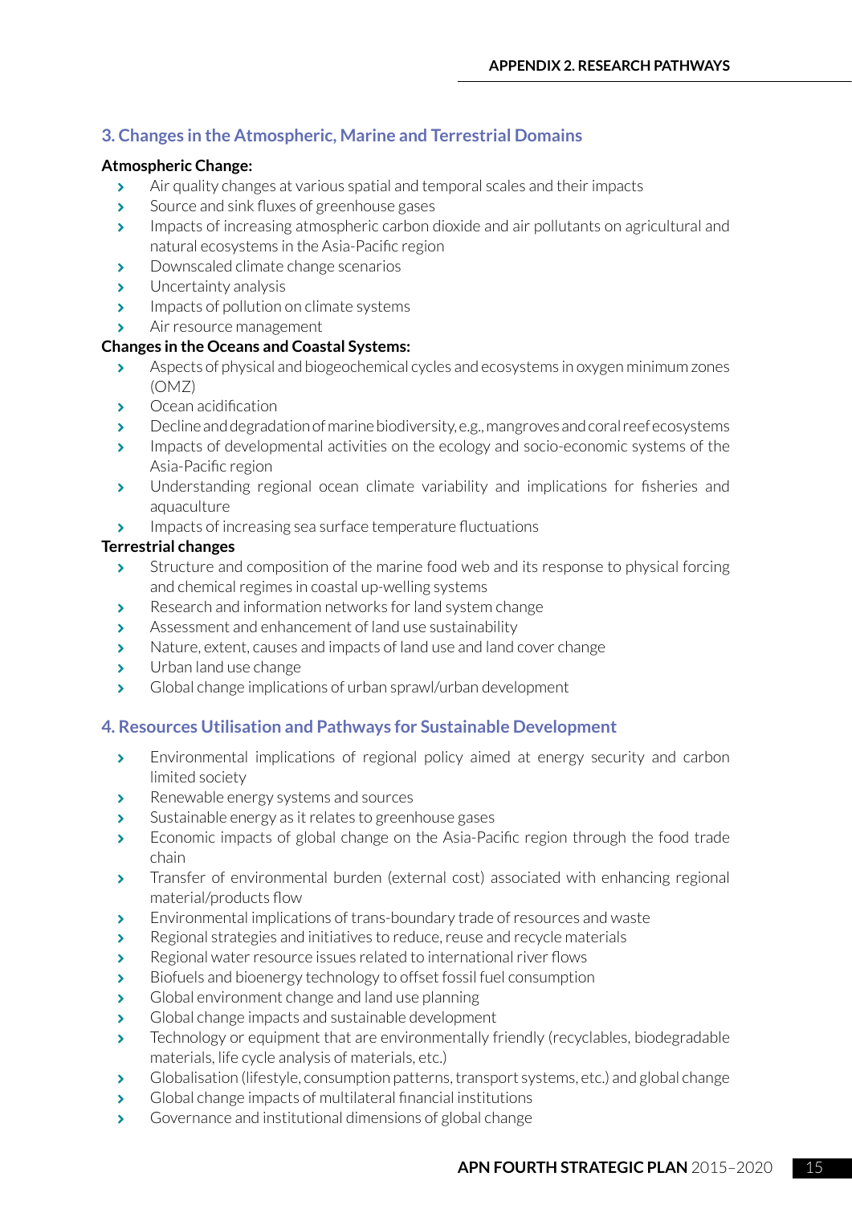## 3. Changes in the Atmospheric, Marine and Terrestrial Domains

**Atmospheric Change:**

- Air quality changes at various spatial and temporal scales and their impacts
- Source and sink fluxes of greenhouse gases
- Impacts of increasing atmospheric carbon dioxide and air pollutants on agricultural and natural ecosystems in the Asia-Pacific region
- Downscaled climate change scenarios
- Uncertainty analysis
- Impacts of pollution on climate systems
- Air resource management

**Changes in the Oceans and Coastal Systems:**

- Aspects of physical and biogeochemical cycles and ecosystems in oxygen minimum zones (OMZ)
- Ocean acidification
- Decline and degradation of marine biodiversity, e.g., mangroves and coral reef ecosystems
- Impacts of developmental activities on the ecology and socio-economic systems of the Asia-Pacific region
- Understanding regional ocean climate variability and implications for fisheries and aquaculture
- Impacts of increasing sea surface temperature fluctuations

**Terrestrial changes**

- Structure and composition of the marine food web and its response to physical forcing and chemical regimes in coastal up-welling systems
- Research and information networks for land system change
- Assessment and enhancement of land use sustainability
- Nature, extent, causes and impacts of land use and land cover change
- Urban land use change
- Global change implications of urban sprawl/urban development

## 4. Resources Utilisation and Pathways for Sustainable Development

- Environmental implications of regional policy aimed at energy security and carbon limited society
- Renewable energy systems and sources
- Sustainable energy as it relates to greenhouse gases
- Economic impacts of global change on the Asia-Pacific region through the food trade chain
- Transfer of environmental burden (external cost) associated with enhancing regional material/products flow
- Environmental implications of trans-boundary trade of resources and waste
- Regional strategies and initiatives to reduce, reuse and recycle materials
- Regional water resource issues related to international river flows
- Biofuels and bioenergy technology to offset fossil fuel consumption
- Global environment change and land use planning
- Global change impacts and sustainable development
- Technology or equipment that are environmentally friendly (recyclables, biodegradable materials, life cycle analysis of materials, etc.)
- Globalisation (lifestyle, consumption patterns, transport systems, etc.) and global change
- Global change impacts of multilateral financial institutions
- Governance and institutional dimensions of global change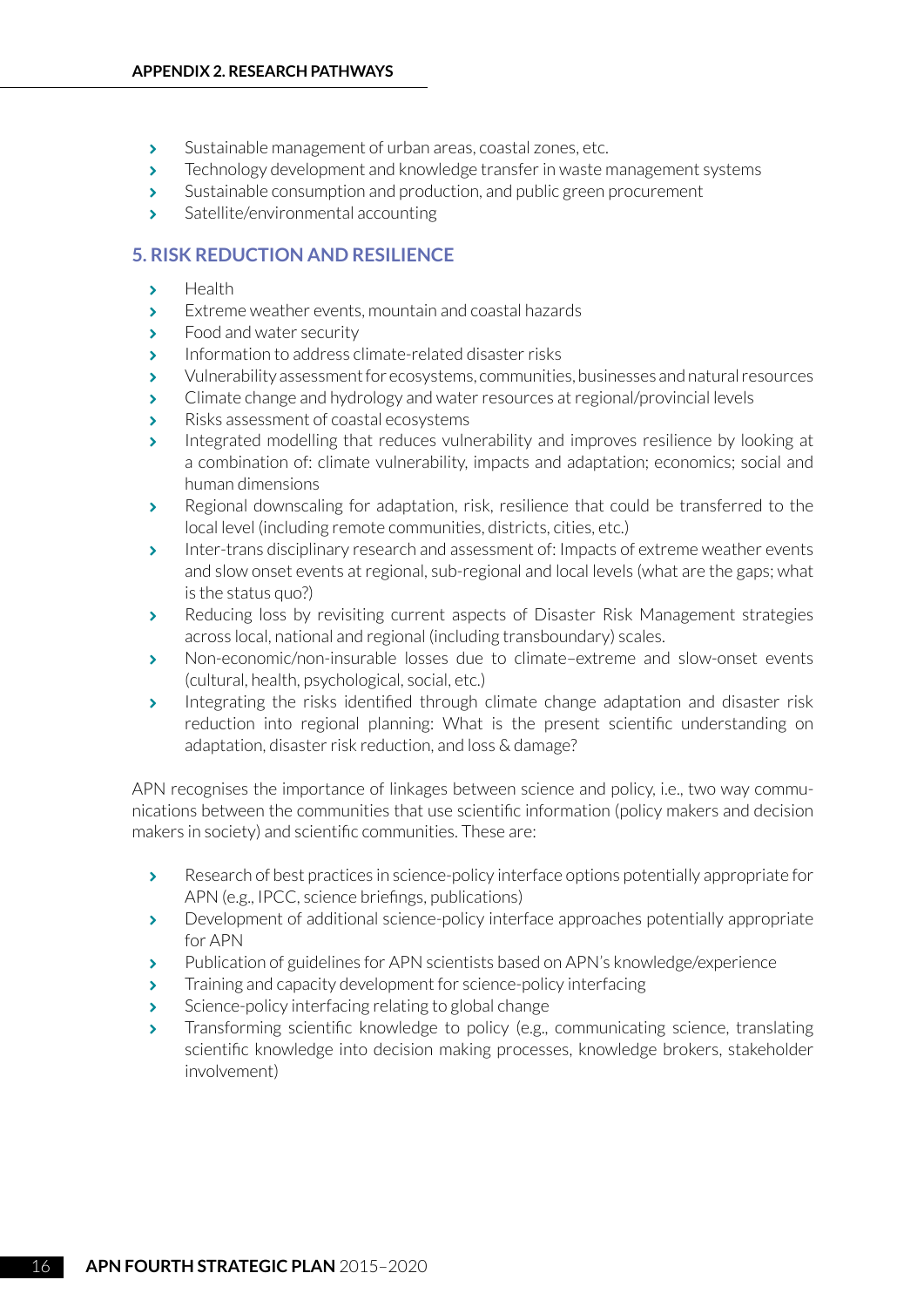- Sustainable management of urban areas, coastal zones, etc.
- Technology development and knowledge transfer in waste management systems
- Sustainable consumption and production, and public green procurement
- Satellite/environmental accounting

## 5. RISK REDUCTION AND RESILIENCE

- Health
- Extreme weather events, mountain and coastal hazards
- Food and water security
- Information to address climate-related disaster risks
- Vulnerability assessment for ecosystems, communities, businesses and natural resources
- Climate change and hydrology and water resources at regional/provincial levels
- Risks assessment of coastal ecosystems
- Integrated modelling that reduces vulnerability and improves resilience by looking at a combination of: climate vulnerability, impacts and adaptation; economics; social and human dimensions
- Regional downscaling for adaptation, risk, resilience that could be transferred to the local level (including remote communities, districts, cities, etc.)
- Inter-trans disciplinary research and assessment of: Impacts of extreme weather events and slow onset events at regional, sub-regional and local levels (what are the gaps; what is the status quo?)
- Reducing loss by revisiting current aspects of Disaster Risk Management strategies across local, national and regional (including transboundary) scales.
- Non-economic/non-insurable losses due to climate–extreme and slow-onset events (cultural, health, psychological, social, etc.)
- Integrating the risks identified through climate change adaptation and disaster risk reduction into regional planning: What is the present scientific understanding on adaptation, disaster risk reduction, and loss & damage?

APN recognises the importance of linkages between science and policy, i.e., two way communications between the communities that use scientific information (policy makers and decision makers in society) and scientific communities. These are:

- Research of best practices in science-policy interface options potentially appropriate for APN (e.g., IPCC, science briefings, publications)
- Development of additional science-policy interface approaches potentially appropriate for APN
- Publication of guidelines for APN scientists based on APN's knowledge/experience
- Training and capacity development for science-policy interfacing
- Science-policy interfacing relating to global change
- Transforming scientific knowledge to policy (e.g., communicating science, translating scientific knowledge into decision making processes, knowledge brokers, stakeholder involvement)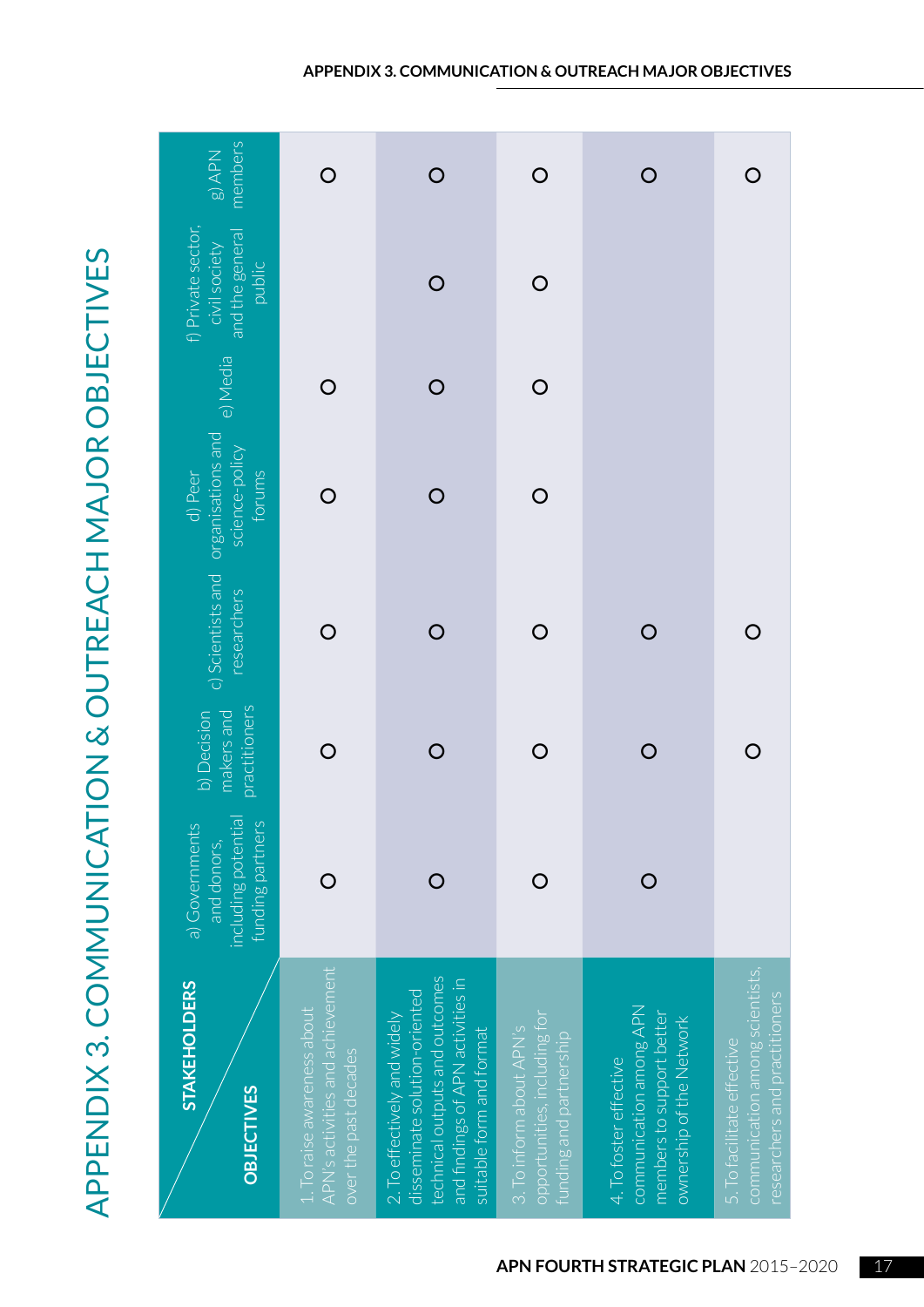# APPENDIX 3. COMMUNICATION & OUTREACH MAJOR OBJECTIVES

| OBJECTIVES \ STAKEHOLDERS | a) Governments and donors, including potential funding partners | b) Decision makers and practitioners | c) Scientists and researchers | d) Peer organisations and science-policy forums | e) Media | f) Private sector, civil society and the general public | g) APN members |
|---|---|---|---|---|---|---|---|
| 1. To raise awareness about APN's activities and achievement over the past decades | O | O | O | O | O | | O |
| 2. To effectively and widely disseminate solution-oriented technical outputs and outcomes and findings of APN activities in suitable form and format | O | O | O | O | O | O | O |
| 3. To inform about APN's opportunities, including for funding and partnership | O | O | O | O | O | O | O |
| 4. To foster effective communication among APN members to support better ownership of the Network | O | O | O | | | | O |
| 5. To facilitate effective communication among scientists, researchers and practitioners | | O | O | | | | O |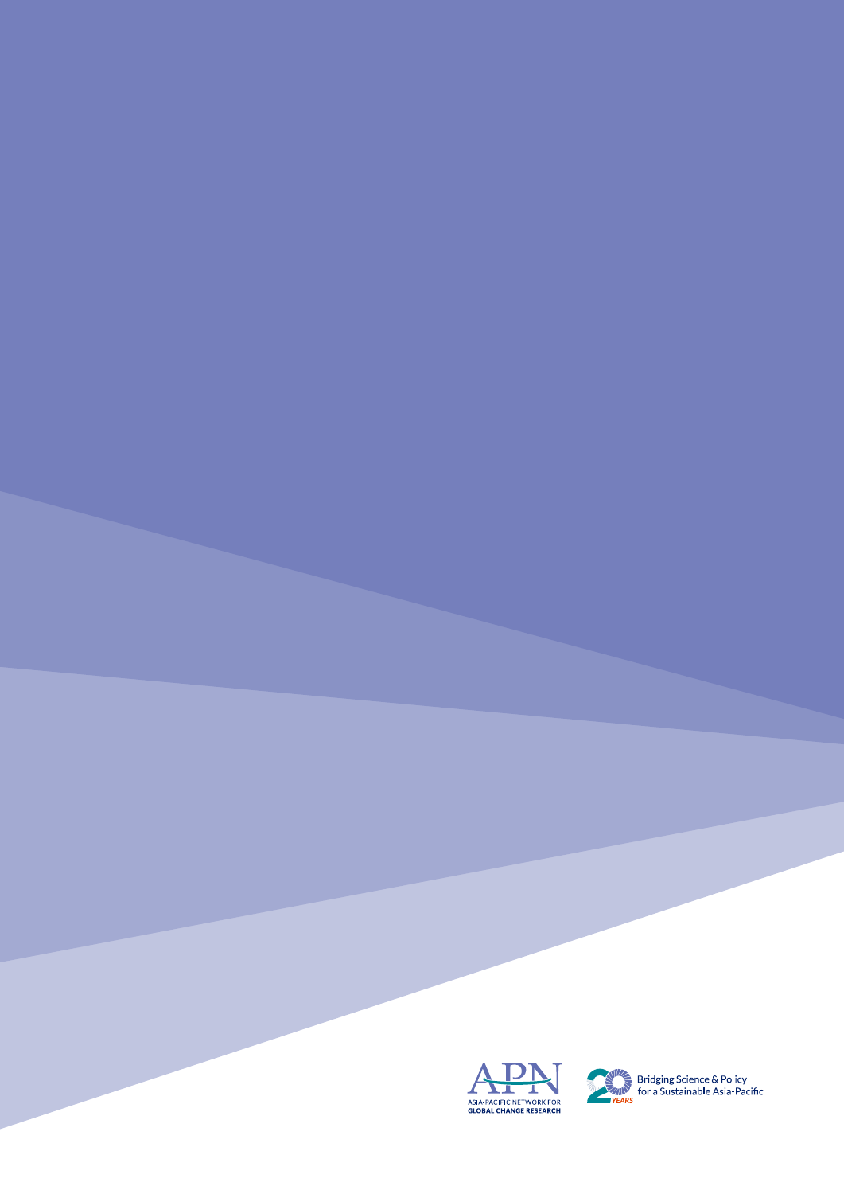APN

ASIA-PACIFIC NETWORK FOR GLOBAL CHANGE RESEARCH

20 YEARS

Bridging Science & Policy for a Sustainable Asia-Pacific